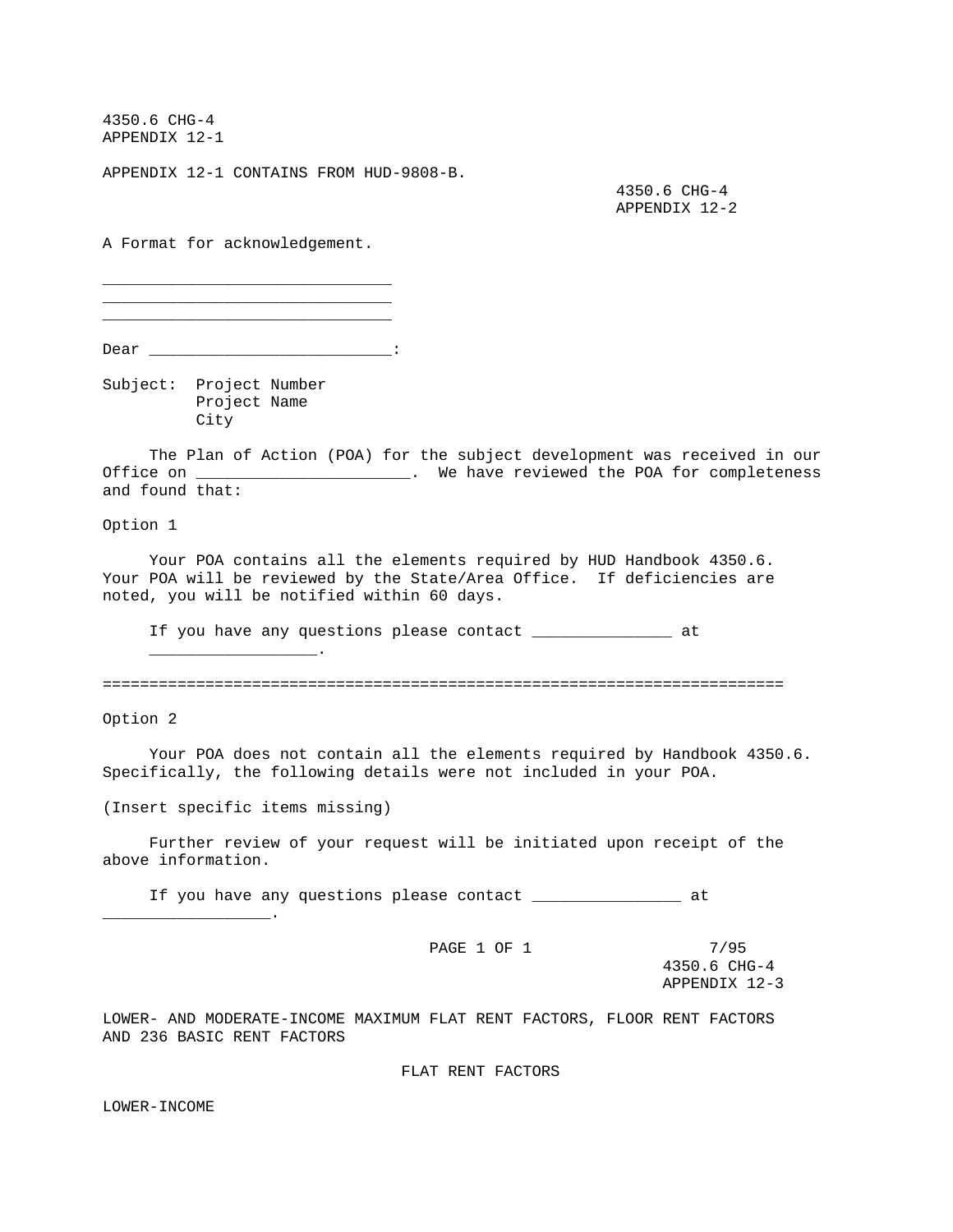4350.6 CHG-4
APPENDIX 12-1

APPENDIX 12-1 CONTAINS FROM HUD-9808-B.

4350.6 CHG-4
APPENDIX 12-2

A Format for acknowledgement.

______________________________
______________________________
______________________________

Dear __________________________:

Subject: Project Number
Project Name
City

The Plan of Action (POA) for the subject development was received in our Office on _______________________. We have reviewed the POA for completeness and found that:

Option 1

Your POA contains all the elements required by HUD Handbook 4350.6. Your POA will be reviewed by the State/Area Office. If deficiencies are noted, you will be notified within 60 days.

If you have any questions please contact _______________ at __________________.

========================================================================

Option 2

Your POA does not contain all the elements required by Handbook 4350.6. Specifically, the following details were not included in your POA.

(Insert specific items missing)

Further review of your request will be initiated upon receipt of the above information.

If you have any questions please contact ________________ at __________________.

4350.6 CHG-4
APPENDIX 12-3

LOWER- AND MODERATE-INCOME MAXIMUM FLAT RENT FACTORS, FLOOR RENT FACTORS AND 236 BASIC RENT FACTORS

FLAT RENT FACTORS

LOWER-INCOME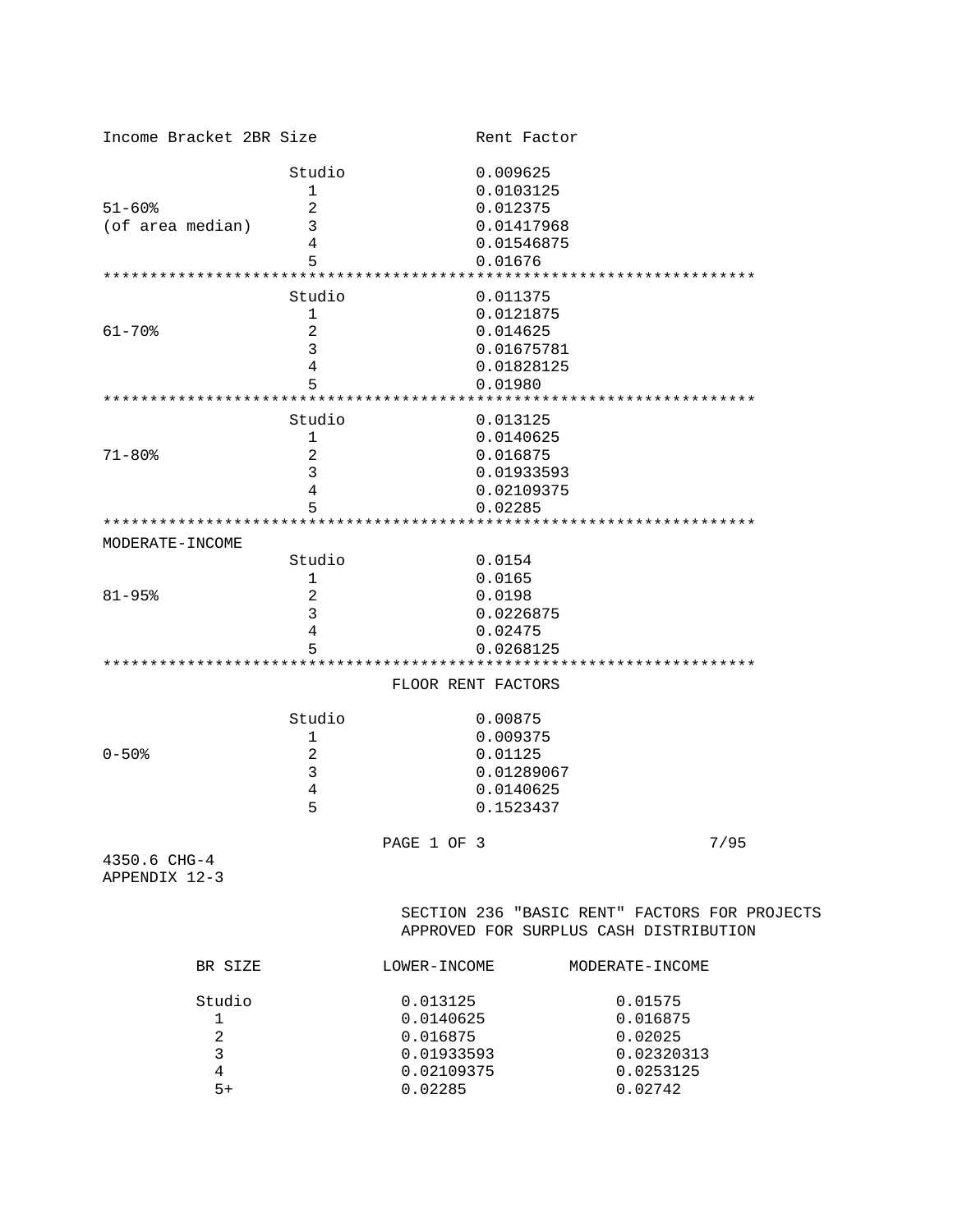| Income Bracket | 2BR Size | Rent Factor |
|---|---|---|
| | Studio | 0.009625 |
| | 1 | 0.0103125 |
| 51-60% | 2 | 0.012375 |
| (of area median) | 3 | 0.01417968 |
| | 4 | 0.01546875 |
| | 5 | 0.01676 |
| | Studio | 0.011375 |
| | 1 | 0.0121875 |
| 61-70% | 2 | 0.014625 |
| | 3 | 0.01675781 |
| | 4 | 0.01828125 |
| | 5 | 0.01980 |
| | Studio | 0.013125 |
| | 1 | 0.0140625 |
| 71-80% | 2 | 0.016875 |
| | 3 | 0.01933593 |
| | 4 | 0.02109375 |
| | 5 | 0.02285 |
| MODERATE-INCOME | | |
| | Studio | 0.0154 |
| | 1 | 0.0165 |
| 81-95% | 2 | 0.0198 |
| | 3 | 0.0226875 |
| | 4 | 0.02475 |
| | 5 | 0.0268125 |

FLOOR RENT FACTORS

| Income Bracket | BR Size | Rent Factor |
|---|---|---|
| | Studio | 0.00875 |
| | 1 | 0.009375 |
| 0-50% | 2 | 0.01125 |
| | 3 | 0.01289067 |
| | 4 | 0.0140625 |
| | 5 | 0.1523437 |

PAGE 1 OF 3 7/95

4350.6 CHG-4
APPENDIX 12-3

## SECTION 236 "BASIC RENT" FACTORS FOR PROJECTS APPROVED FOR SURPLUS CASH DISTRIBUTION

| BR SIZE | LOWER-INCOME | MODERATE-INCOME |
|---|---|---|
| Studio | 0.013125 | 0.01575 |
| 1 | 0.0140625 | 0.016875 |
| 2 | 0.016875 | 0.02025 |
| 3 | 0.01933593 | 0.02320313 |
| 4 | 0.02109375 | 0.0253125 |
| 5+ | 0.02285 | 0.02742 |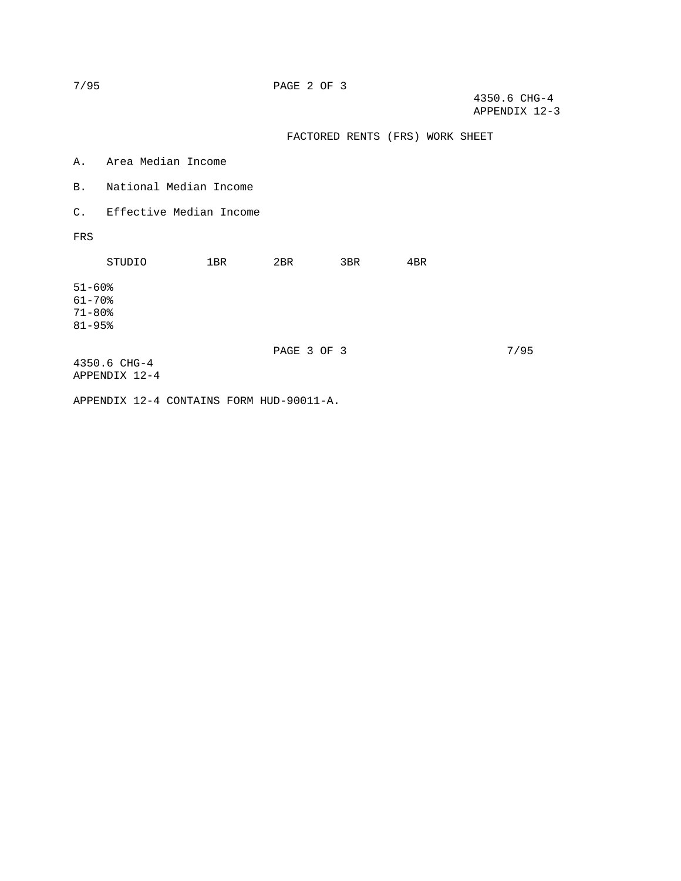## FACTORED RENTS (FRS) WORK SHEET

A. Area Median Income

B. National Median Income

C. Effective Median Income

FRS

| | STUDIO | 1BR | 2BR | 3BR | 4BR |
|---|---|---|---|---|---|
| 51-60% | | | | | |
| 61-70% | | | | | |
| 71-80% | | | | | |
| 81-95% | | | | | |

4350.6 CHG-4
APPENDIX 12-4

APPENDIX 12-4 CONTAINS FORM HUD-90011-A.